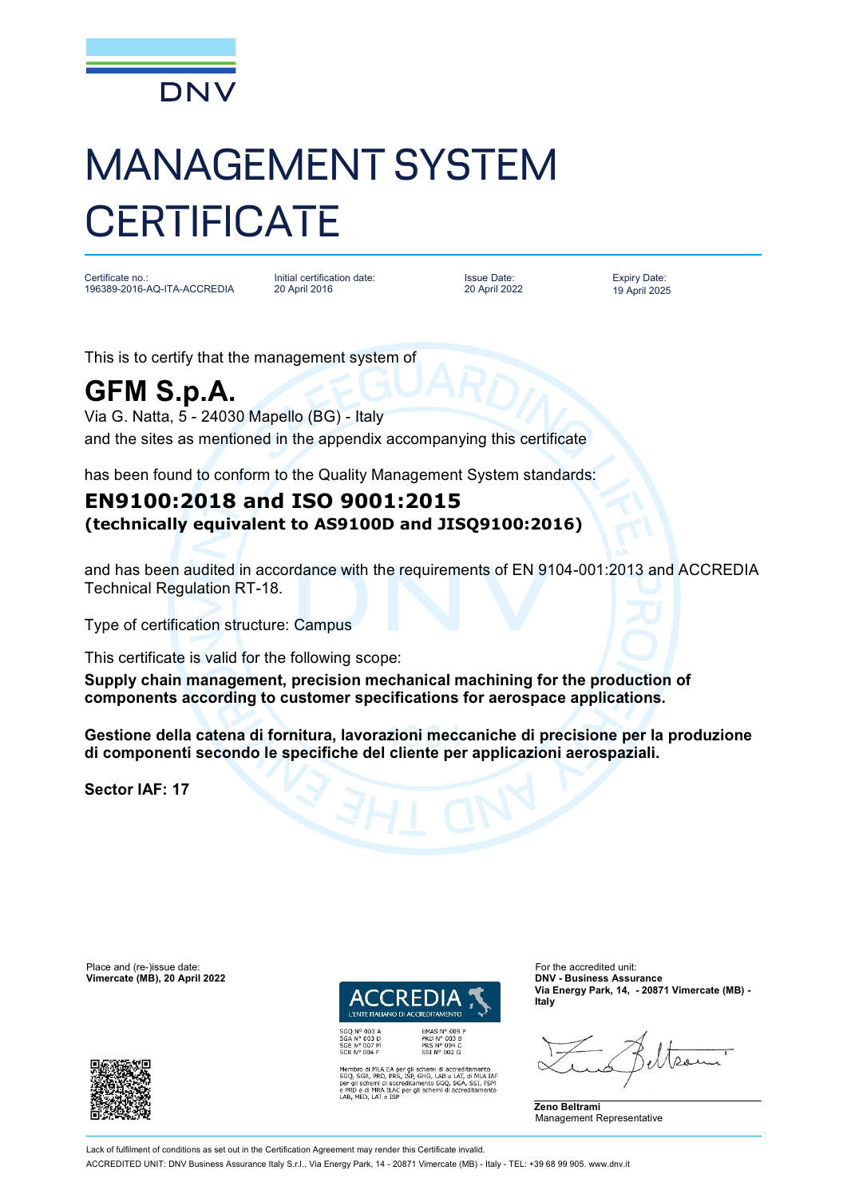DNV

# MANAGEMENT SYSTEM CERTIFICATE

| Certificate no.: | Initial certification date: | Issue Date: | Expiry Date: |
| --- | --- | --- | --- |
| 196389-2016-AQ-ITA-ACCREDIA | 20 April 2016 | 20 April 2022 | 19 April 2025 |

This is to certify that the management system of

## GFM S.p.A.

Via G. Natta, 5 - 24030 Mapello (BG) - Italy
and the sites as mentioned in the appendix accompanying this certificate

has been found to conform to the Quality Management System standards:

### EN9100:2018 and ISO 9001:2015
**(technically equivalent to AS9100D and JISQ9100:2016)**

and has been audited in accordance with the requirements of EN 9104-001:2013 and ACCREDIA Technical Regulation RT-18.

Type of certification structure: Campus

This certificate is valid for the following scope:

**Supply chain management, precision mechanical machining for the production of components according to customer specifications for aerospace applications.**

**Gestione della catena di fornitura, lavorazioni meccaniche di precisione per la produzione di componenti secondo le specifiche del cliente per applicazioni aerospaziali.**

**Sector IAF: 17**

Place and (re-)issue date:
**Vimercate (MB), 20 April 2022**

ACCREDIA
L'ENTE ITALIANO DI ACCREDITAMENTO

SGQ N° 003 A
SGA N° 003 D
SGE N° 007 M
SCR N° 004 F

EMAS N° 009 P
PRD N° 003 B
PRS N° 094 C
SSI N° 002 G

Membro di MLA EA per gli schemi di accreditamento SGQ, SGA, PRD, PRS, ISP, GHG, LAB e LAT, di MLA IAF per gli schemi di accreditamento SGQ, SGA, SSI, FSM e PRD e di MRA ILAC per gli schemi di accreditamento LAB, MED, LAT e ISP

For the accredited unit:
**DNV - Business Assurance**
**Via Energy Park, 14, - 20871 Vimercate (MB) - Italy**

**Zeno Beltrami**
Management Representative

Lack of fulfilment of conditions as set out in the Certification Agreement may render this Certificate invalid.
ACCREDITED UNIT: DNV Business Assurance Italy S.r.l., Via Energy Park, 14 - 20871 Vimercate (MB) - Italy - TEL: +39 68 99 905. www.dnv.it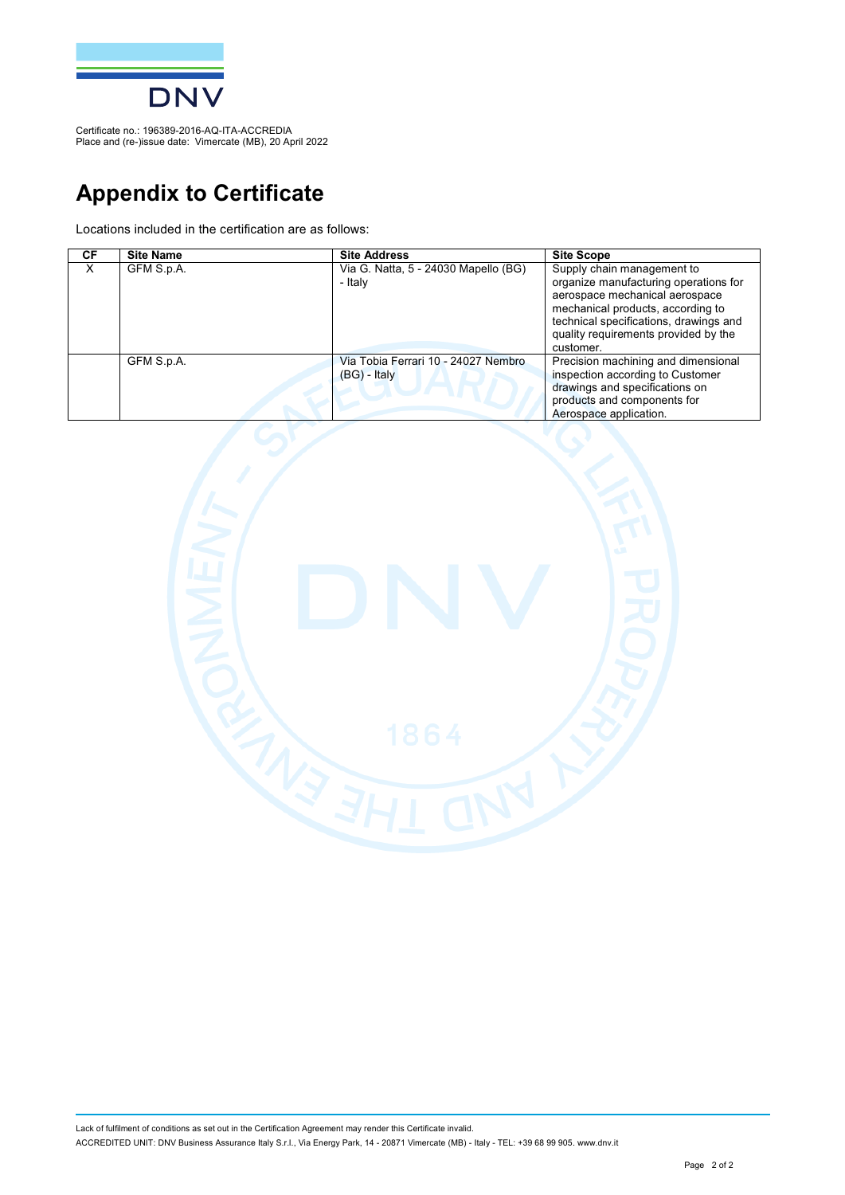Certificate no.: 196389-2016-AQ-ITA-ACCREDIA
Place and (re-)issue date: Vimercate (MB), 20 April 2022

# Appendix to Certificate

Locations included in the certification are as follows:

| CF | Site Name | Site Address | Site Scope |
|---|---|---|---|
| X | GFM S.p.A. | Via G. Natta, 5 - 24030 Mapello (BG) - Italy | Supply chain management to organize manufacturing operations for aerospace mechanical aerospace mechanical products, according to technical specifications, drawings and quality requirements provided by the customer. |
| | GFM S.p.A. | Via Tobia Ferrari 10 - 24027 Nembro (BG) - Italy | Precision machining and dimensional inspection according to Customer drawings and specifications on products and components for Aerospace application. |

Lack of fulfilment of conditions as set out in the Certification Agreement may render this Certificate invalid.

ACCREDITED UNIT: DNV Business Assurance Italy S.r.l., Via Energy Park, 14 - 20871 Vimercate (MB) - Italy - TEL: +39 68 99 905. www.dnv.it